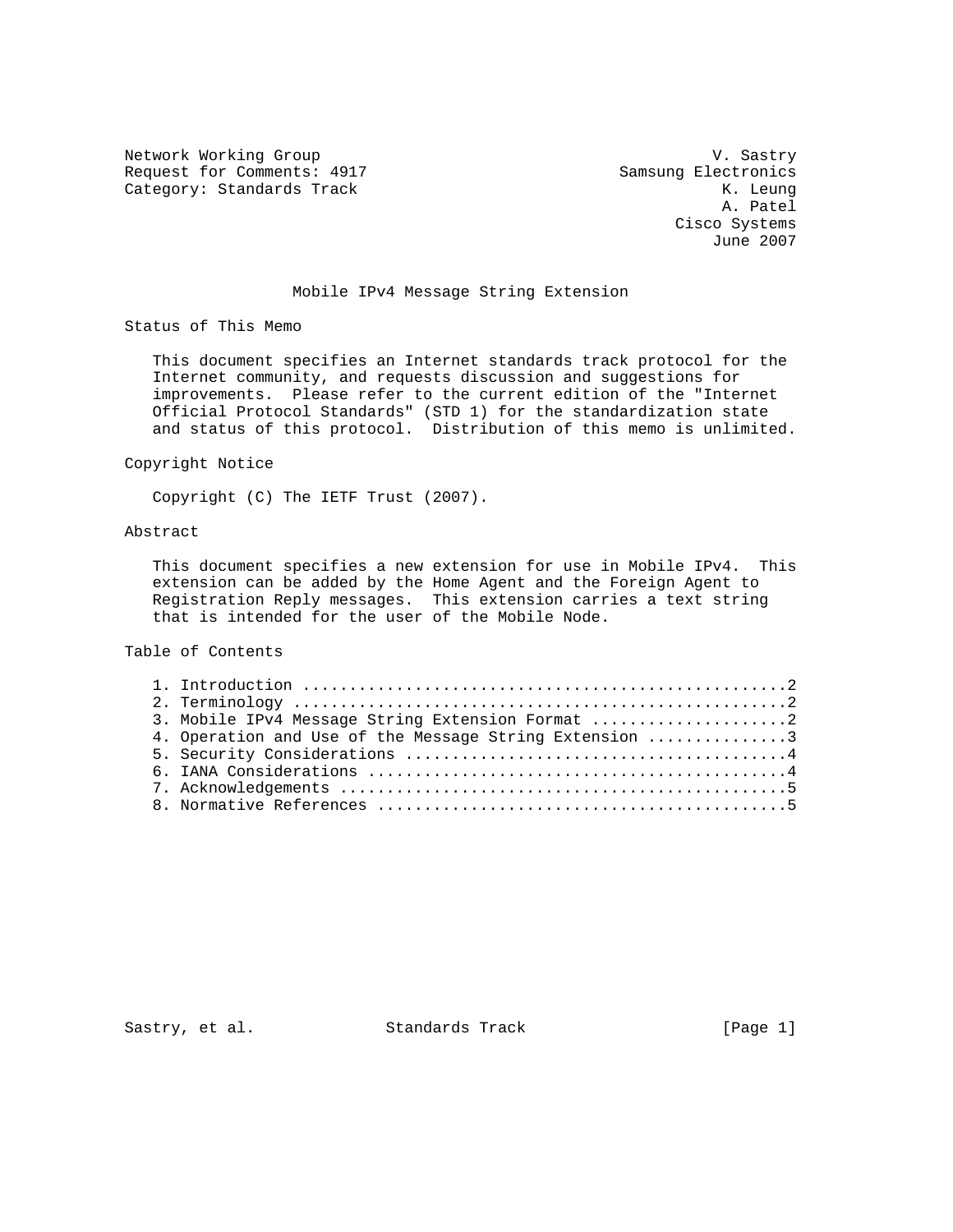Network Working Group V. Sastry
Request for Comments: 4917 Samsung Electronics
Category: Standards Track K. Leung
A. Patel
Cisco Systems
June 2007

# Mobile IPv4 Message String Extension

## Status of This Memo

This document specifies an Internet standards track protocol for the Internet community, and requests discussion and suggestions for improvements. Please refer to the current edition of the "Internet Official Protocol Standards" (STD 1) for the standardization state and status of this protocol. Distribution of this memo is unlimited.

## Copyright Notice

Copyright (C) The IETF Trust (2007).

## Abstract

This document specifies a new extension for use in Mobile IPv4. This extension can be added by the Home Agent and the Foreign Agent to Registration Reply messages. This extension carries a text string that is intended for the user of the Mobile Node.

## Table of Contents

1. Introduction ....................................................2
2. Terminology .....................................................2
3. Mobile IPv4 Message String Extension Format .....................2
4. Operation and Use of the Message String Extension ...............3
5. Security Considerations .........................................4
6. IANA Considerations .............................................4
7. Acknowledgements ................................................5
8. Normative References ............................................5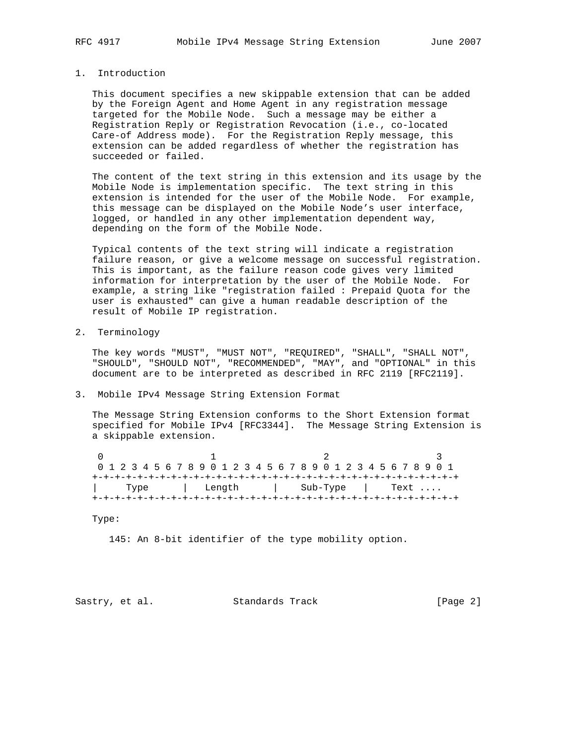## 1. Introduction

This document specifies a new skippable extension that can be added by the Foreign Agent and Home Agent in any registration message targeted for the Mobile Node. Such a message may be either a Registration Reply or Registration Revocation (i.e., co-located Care-of Address mode). For the Registration Reply message, this extension can be added regardless of whether the registration has succeeded or failed.

The content of the text string in this extension and its usage by the Mobile Node is implementation specific. The text string in this extension is intended for the user of the Mobile Node. For example, this message can be displayed on the Mobile Node's user interface, logged, or handled in any other implementation dependent way, depending on the form of the Mobile Node.

Typical contents of the text string will indicate a registration failure reason, or give a welcome message on successful registration. This is important, as the failure reason code gives very limited information for interpretation by the user of the Mobile Node. For example, a string like "registration failed : Prepaid Quota for the user is exhausted" can give a human readable description of the result of Mobile IP registration.

## 2. Terminology

The key words "MUST", "MUST NOT", "REQUIRED", "SHALL", "SHALL NOT", "SHOULD", "SHOULD NOT", "RECOMMENDED", "MAY", and "OPTIONAL" in this document are to be interpreted as described in RFC 2119 [RFC2119].

## 3. Mobile IPv4 Message String Extension Format

The Message String Extension conforms to the Short Extension format specified for Mobile IPv4 [RFC3344]. The Message String Extension is a skippable extension.

```
 0                   1                   2                   3
 0 1 2 3 4 5 6 7 8 9 0 1 2 3 4 5 6 7 8 9 0 1 2 3 4 5 6 7 8 9 0 1
+-+-+-+-+-+-+-+-+-+-+-+-+-+-+-+-+-+-+-+-+-+-+-+-+-+-+-+-+-+-+-+-+
|     Type      |   Length      |    Sub-Type   |    Text ....
+-+-+-+-+-+-+-+-+-+-+-+-+-+-+-+-+-+-+-+-+-+-+-+-+-+-+-+-+-+-+-+-+
```

Type:

145: An 8-bit identifier of the type mobility option.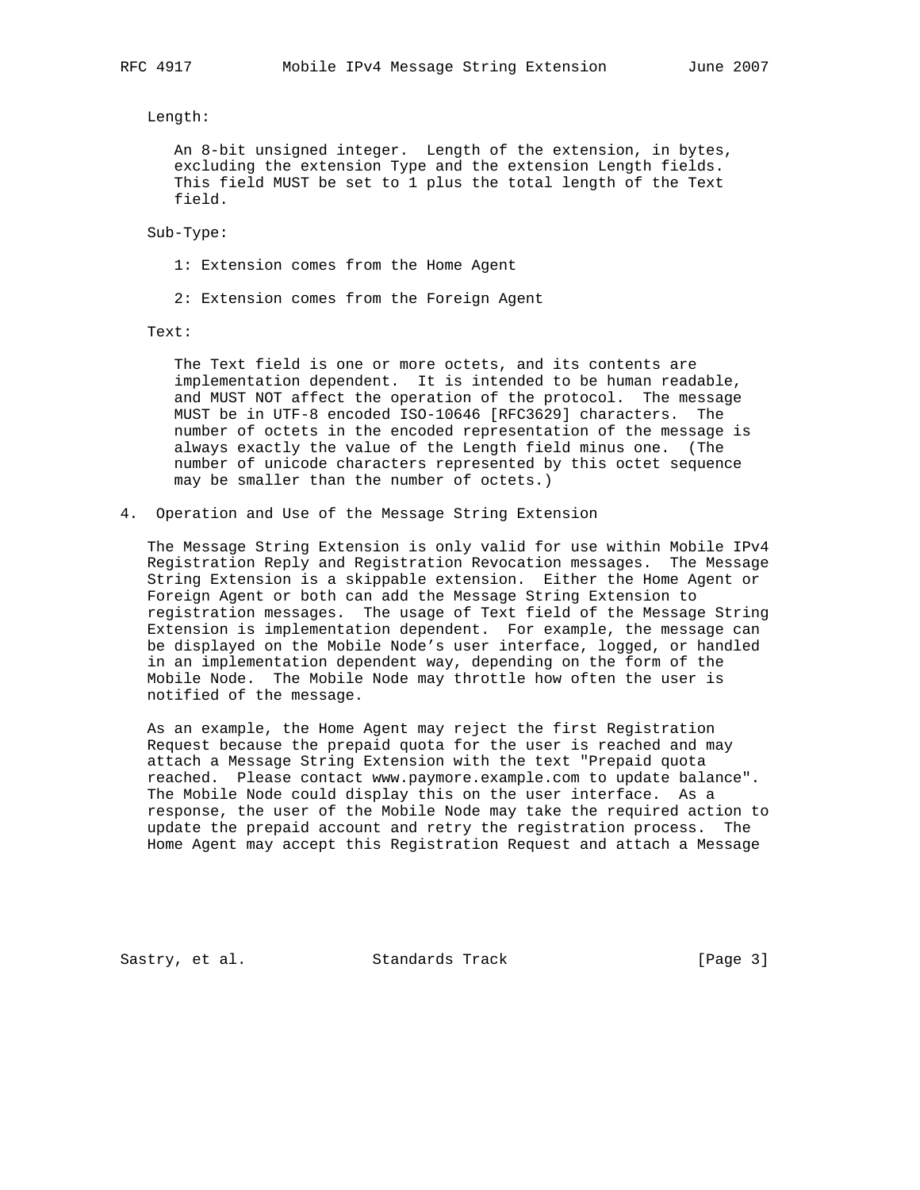Length:

An 8-bit unsigned integer. Length of the extension, in bytes, excluding the extension Type and the extension Length fields. This field MUST be set to 1 plus the total length of the Text field.

Sub-Type:

1: Extension comes from the Home Agent

2: Extension comes from the Foreign Agent

Text:

The Text field is one or more octets, and its contents are implementation dependent. It is intended to be human readable, and MUST NOT affect the operation of the protocol. The message MUST be in UTF-8 encoded ISO-10646 [RFC3629] characters. The number of octets in the encoded representation of the message is always exactly the value of the Length field minus one. (The number of unicode characters represented by this octet sequence may be smaller than the number of octets.)

## 4. Operation and Use of the Message String Extension

The Message String Extension is only valid for use within Mobile IPv4 Registration Reply and Registration Revocation messages. The Message String Extension is a skippable extension. Either the Home Agent or Foreign Agent or both can add the Message String Extension to registration messages. The usage of Text field of the Message String Extension is implementation dependent. For example, the message can be displayed on the Mobile Node's user interface, logged, or handled in an implementation dependent way, depending on the form of the Mobile Node. The Mobile Node may throttle how often the user is notified of the message.

As an example, the Home Agent may reject the first Registration Request because the prepaid quota for the user is reached and may attach a Message String Extension with the text "Prepaid quota reached. Please contact www.paymore.example.com to update balance". The Mobile Node could display this on the user interface. As a response, the user of the Mobile Node may take the required action to update the prepaid account and retry the registration process. The Home Agent may accept this Registration Request and attach a Message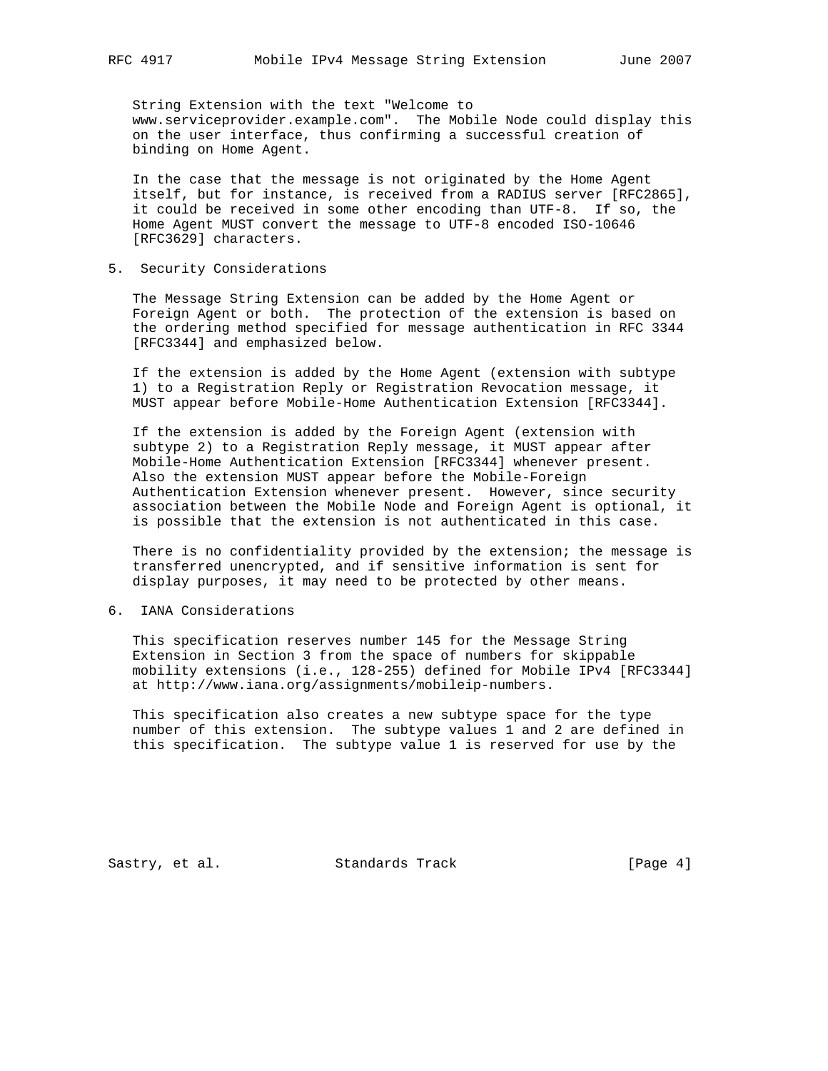String Extension with the text "Welcome to www.serviceprovider.example.com". The Mobile Node could display this on the user interface, thus confirming a successful creation of binding on Home Agent.

In the case that the message is not originated by the Home Agent itself, but for instance, is received from a RADIUS server [RFC2865], it could be received in some other encoding than UTF-8. If so, the Home Agent MUST convert the message to UTF-8 encoded ISO-10646 [RFC3629] characters.

## 5. Security Considerations

The Message String Extension can be added by the Home Agent or Foreign Agent or both. The protection of the extension is based on the ordering method specified for message authentication in RFC 3344 [RFC3344] and emphasized below.

If the extension is added by the Home Agent (extension with subtype 1) to a Registration Reply or Registration Revocation message, it MUST appear before Mobile-Home Authentication Extension [RFC3344].

If the extension is added by the Foreign Agent (extension with subtype 2) to a Registration Reply message, it MUST appear after Mobile-Home Authentication Extension [RFC3344] whenever present. Also the extension MUST appear before the Mobile-Foreign Authentication Extension whenever present. However, since security association between the Mobile Node and Foreign Agent is optional, it is possible that the extension is not authenticated in this case.

There is no confidentiality provided by the extension; the message is transferred unencrypted, and if sensitive information is sent for display purposes, it may need to be protected by other means.

## 6. IANA Considerations

This specification reserves number 145 for the Message String Extension in Section 3 from the space of numbers for skippable mobility extensions (i.e., 128-255) defined for Mobile IPv4 [RFC3344] at http://www.iana.org/assignments/mobileip-numbers.

This specification also creates a new subtype space for the type number of this extension. The subtype values 1 and 2 are defined in this specification. The subtype value 1 is reserved for use by the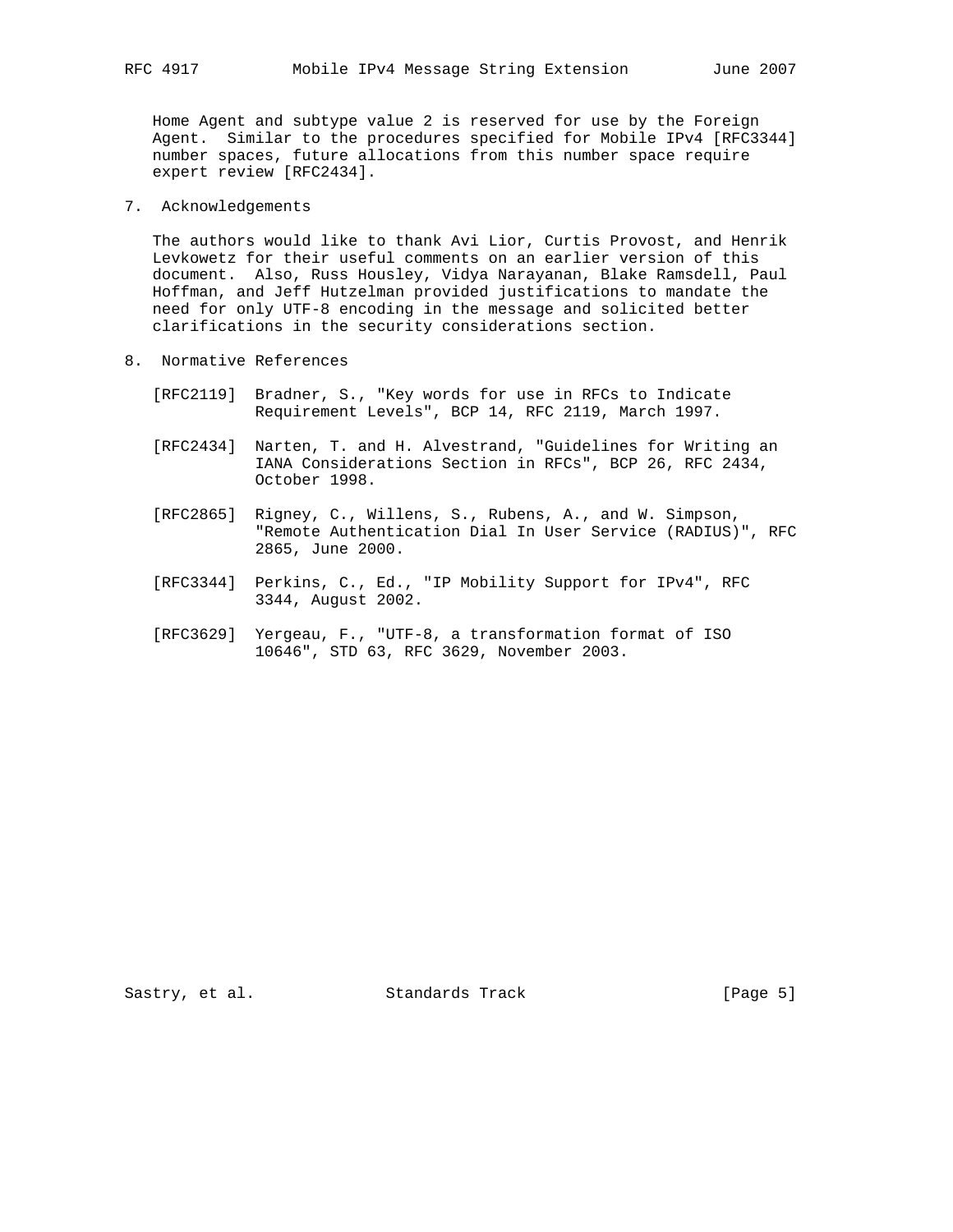Home Agent and subtype value 2 is reserved for use by the Foreign Agent. Similar to the procedures specified for Mobile IPv4 [RFC3344] number spaces, future allocations from this number space require expert review [RFC2434].

## 7. Acknowledgements

The authors would like to thank Avi Lior, Curtis Provost, and Henrik Levkowetz for their useful comments on an earlier version of this document. Also, Russ Housley, Vidya Narayanan, Blake Ramsdell, Paul Hoffman, and Jeff Hutzelman provided justifications to mandate the need for only UTF-8 encoding in the message and solicited better clarifications in the security considerations section.

## 8. Normative References

[RFC2119] Bradner, S., "Key words for use in RFCs to Indicate Requirement Levels", BCP 14, RFC 2119, March 1997.

[RFC2434] Narten, T. and H. Alvestrand, "Guidelines for Writing an IANA Considerations Section in RFCs", BCP 26, RFC 2434, October 1998.

[RFC2865] Rigney, C., Willens, S., Rubens, A., and W. Simpson, "Remote Authentication Dial In User Service (RADIUS)", RFC 2865, June 2000.

[RFC3344] Perkins, C., Ed., "IP Mobility Support for IPv4", RFC 3344, August 2002.

[RFC3629] Yergeau, F., "UTF-8, a transformation format of ISO 10646", STD 63, RFC 3629, November 2003.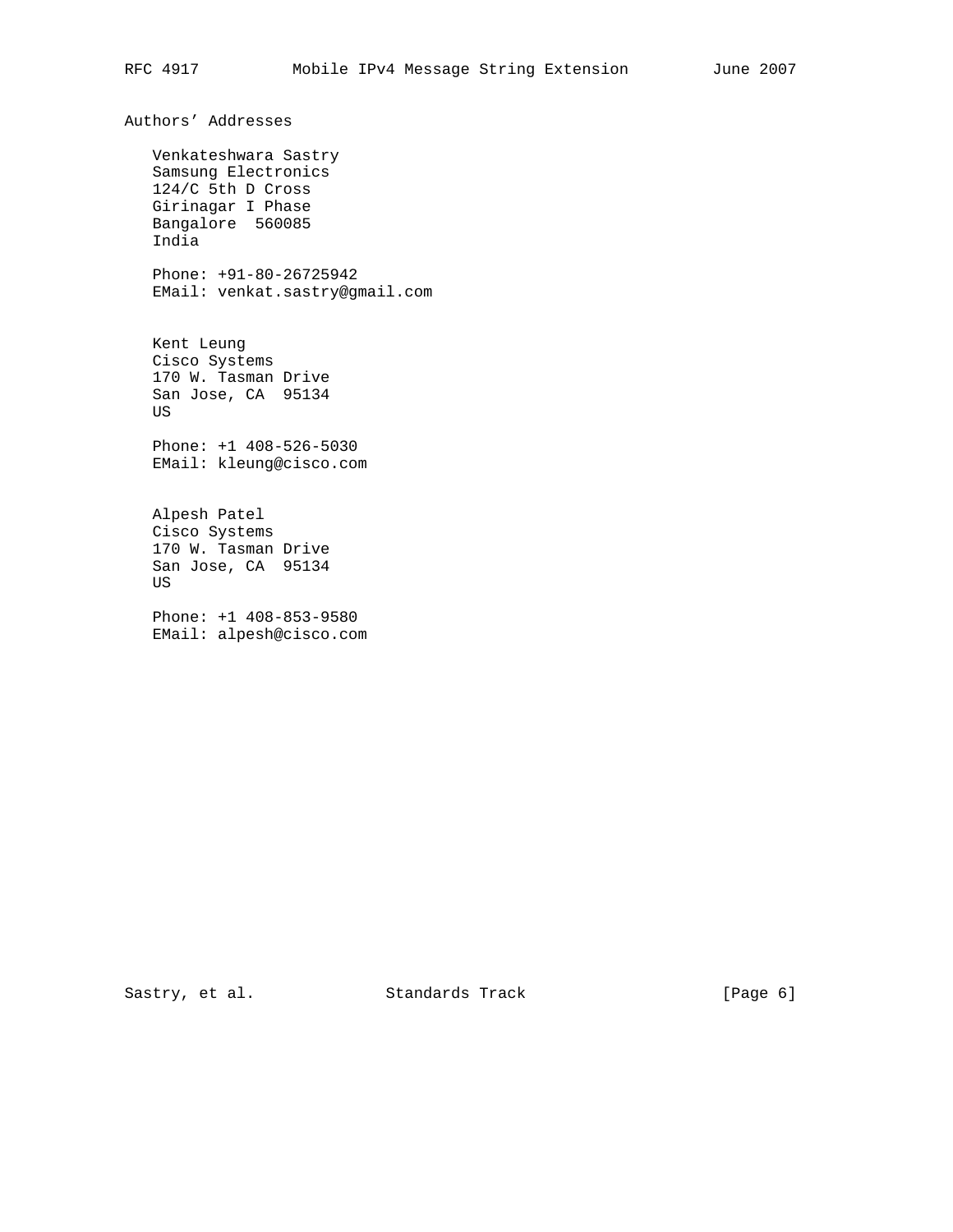## Authors' Addresses

Venkateshwara Sastry
Samsung Electronics
124/C 5th D Cross
Girinagar I Phase
Bangalore 560085
India

Phone: +91-80-26725942
EMail: venkat.sastry@gmail.com

Kent Leung
Cisco Systems
170 W. Tasman Drive
San Jose, CA 95134
US

Phone: +1 408-526-5030
EMail: kleung@cisco.com

Alpesh Patel
Cisco Systems
170 W. Tasman Drive
San Jose, CA 95134
US

Phone: +1 408-853-9580
EMail: alpesh@cisco.com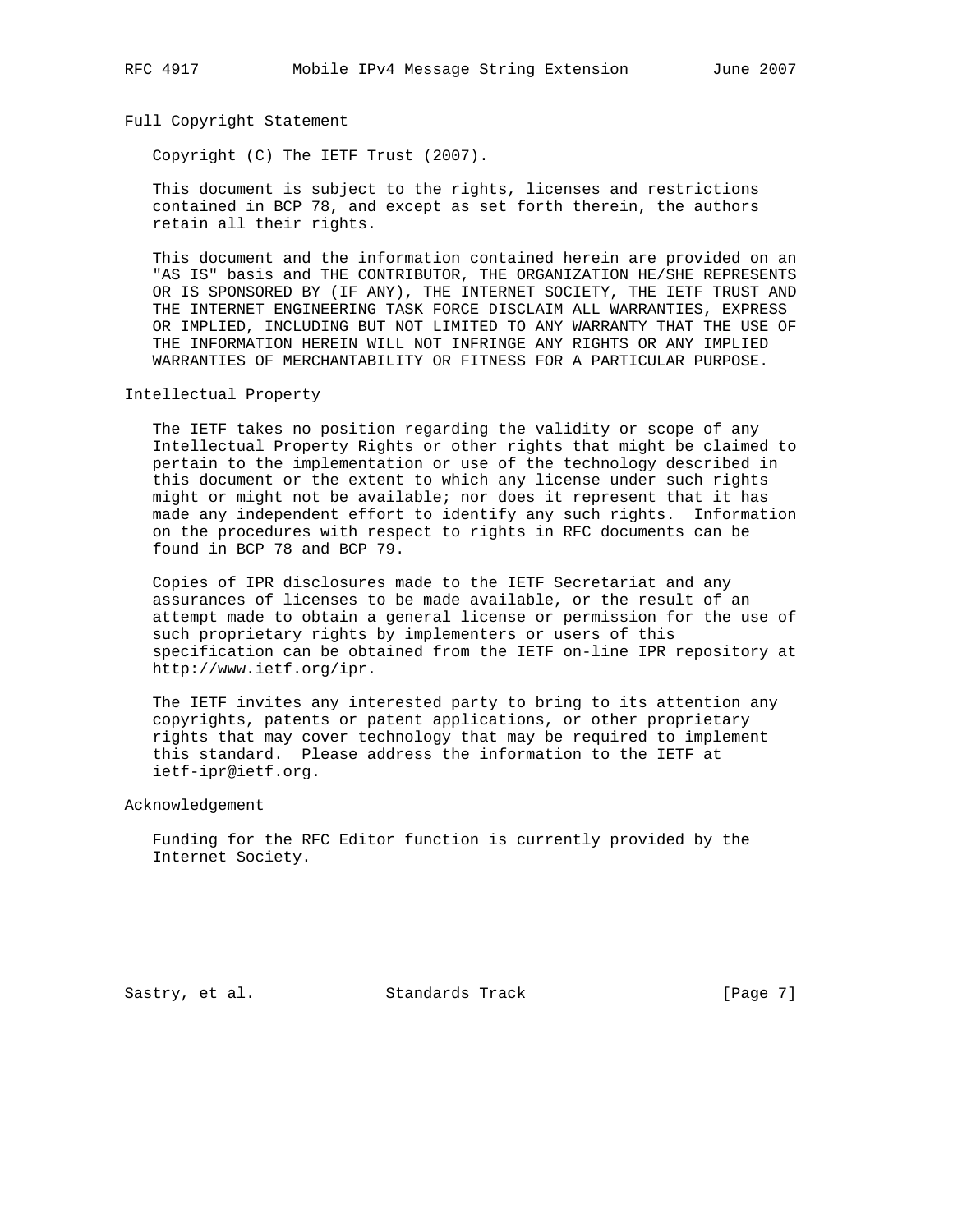## Full Copyright Statement

Copyright (C) The IETF Trust (2007).

This document is subject to the rights, licenses and restrictions contained in BCP 78, and except as set forth therein, the authors retain all their rights.

This document and the information contained herein are provided on an "AS IS" basis and THE CONTRIBUTOR, THE ORGANIZATION HE/SHE REPRESENTS OR IS SPONSORED BY (IF ANY), THE INTERNET SOCIETY, THE IETF TRUST AND THE INTERNET ENGINEERING TASK FORCE DISCLAIM ALL WARRANTIES, EXPRESS OR IMPLIED, INCLUDING BUT NOT LIMITED TO ANY WARRANTY THAT THE USE OF THE INFORMATION HEREIN WILL NOT INFRINGE ANY RIGHTS OR ANY IMPLIED WARRANTIES OF MERCHANTABILITY OR FITNESS FOR A PARTICULAR PURPOSE.

## Intellectual Property

The IETF takes no position regarding the validity or scope of any Intellectual Property Rights or other rights that might be claimed to pertain to the implementation or use of the technology described in this document or the extent to which any license under such rights might or might not be available; nor does it represent that it has made any independent effort to identify any such rights. Information on the procedures with respect to rights in RFC documents can be found in BCP 78 and BCP 79.

Copies of IPR disclosures made to the IETF Secretariat and any assurances of licenses to be made available, or the result of an attempt made to obtain a general license or permission for the use of such proprietary rights by implementers or users of this specification can be obtained from the IETF on-line IPR repository at http://www.ietf.org/ipr.

The IETF invites any interested party to bring to its attention any copyrights, patents or patent applications, or other proprietary rights that may cover technology that may be required to implement this standard. Please address the information to the IETF at ietf-ipr@ietf.org.

## Acknowledgement

Funding for the RFC Editor function is currently provided by the Internet Society.